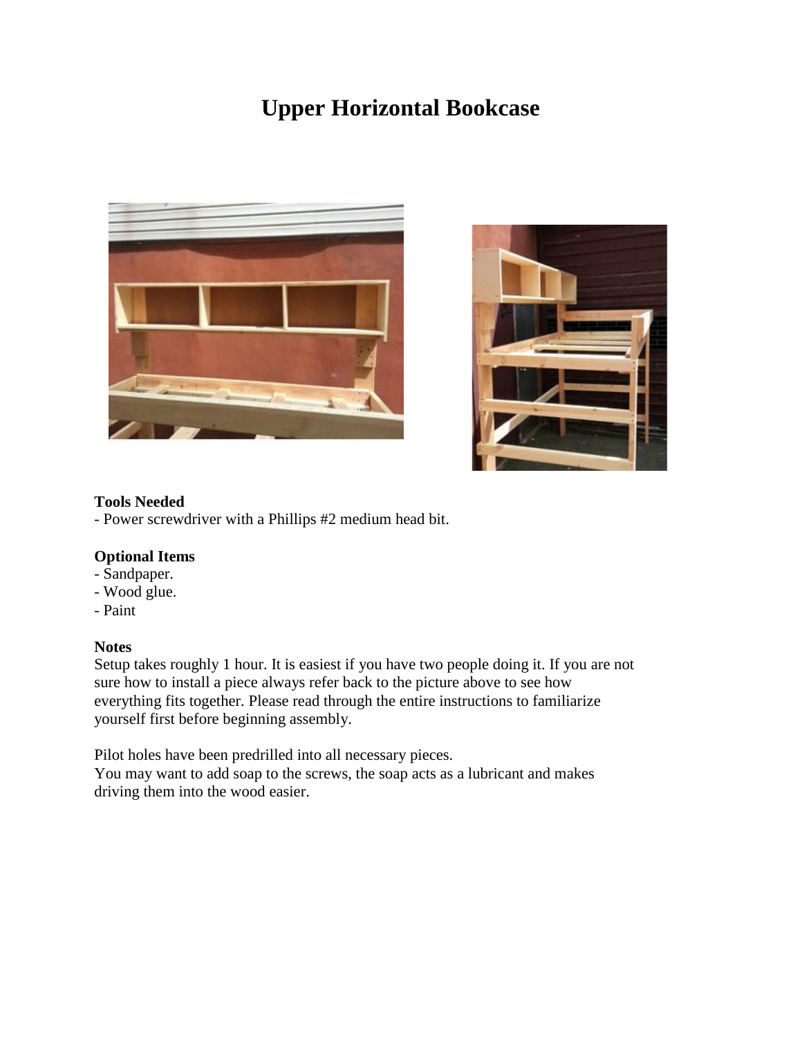# Upper Horizontal Bookcase

**Tools Needed**

- Power screwdriver with a Phillips #2 medium head bit.

**Optional Items**

- Sandpaper.
- Wood glue.
- Paint

**Notes**

Setup takes roughly 1 hour. It is easiest if you have two people doing it. If you are not sure how to install a piece always refer back to the picture above to see how everything fits together. Please read through the entire instructions to familiarize yourself first before beginning assembly.

Pilot holes have been predrilled into all necessary pieces.
You may want to add soap to the screws, the soap acts as a lubricant and makes driving them into the wood easier.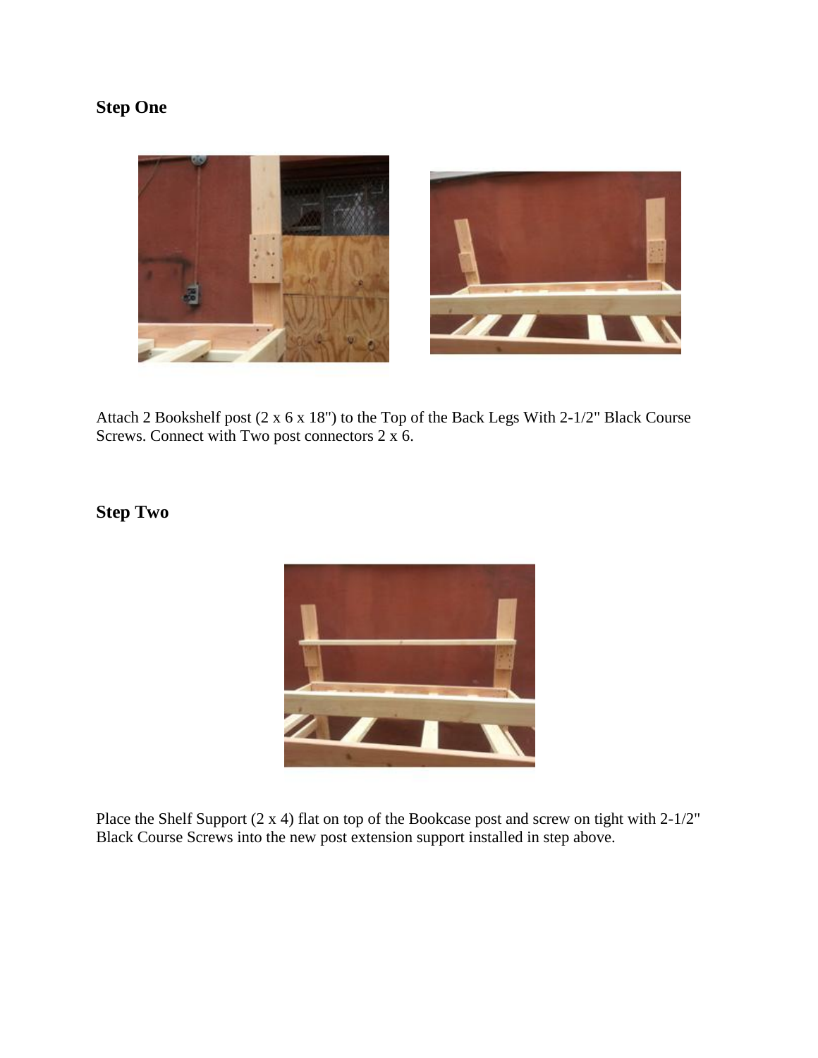## Step One

Attach 2 Bookshelf post (2 x 6 x 18") to the Top of the Back Legs With 2-1/2" Black Course Screws. Connect with Two post connectors 2 x 6.

## Step Two

Place the Shelf Support (2 x 4) flat on top of the Bookcase post and screw on tight with 2-1/2" Black Course Screws into the new post extension support installed in step above.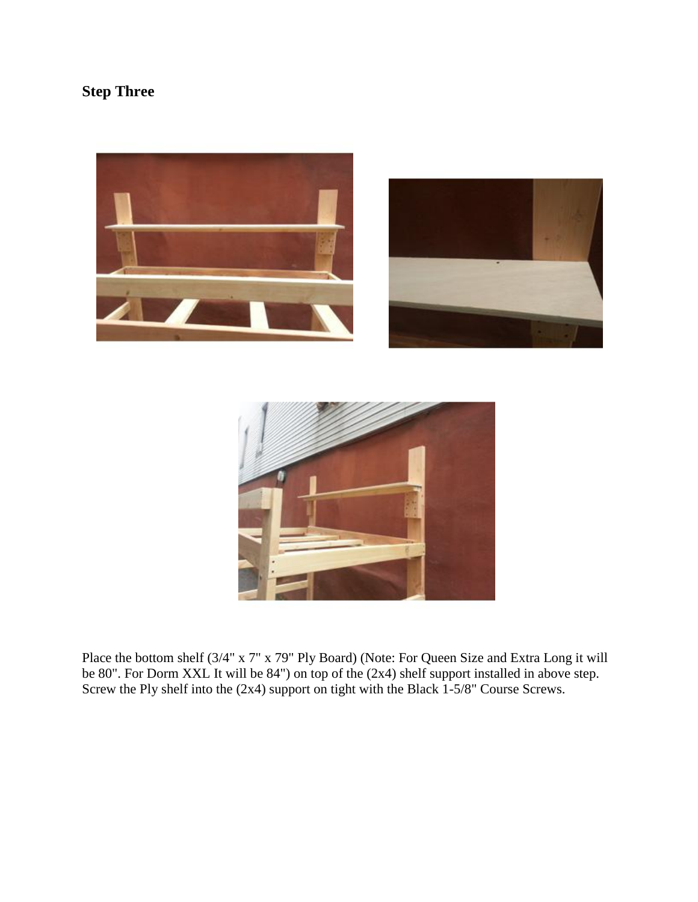## Step Three

Place the bottom shelf (3/4" x 7" x 79" Ply Board) (Note: For Queen Size and Extra Long it will be 80". For Dorm XXL It will be 84") on top of the (2x4) shelf support installed in above step. Screw the Ply shelf into the (2x4) support on tight with the Black 1-5/8" Course Screws.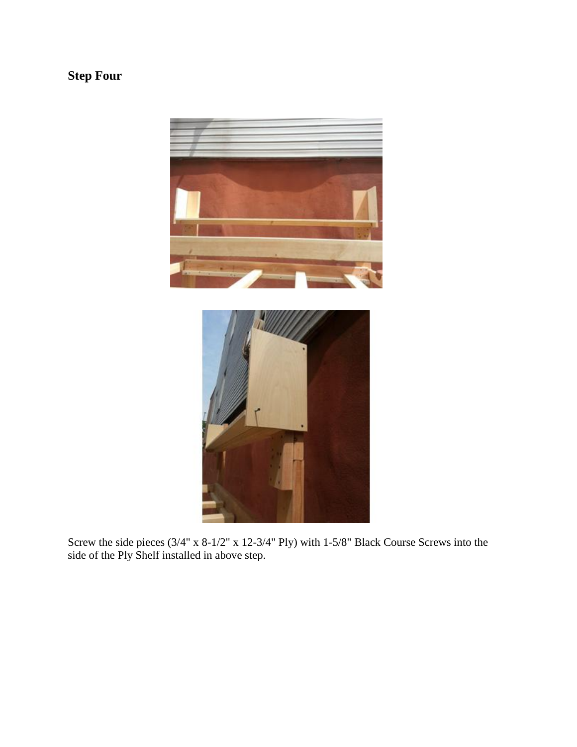## Step Four

Screw the side pieces (3/4" x 8-1/2" x 12-3/4" Ply) with 1-5/8" Black Course Screws into the side of the Ply Shelf installed in above step.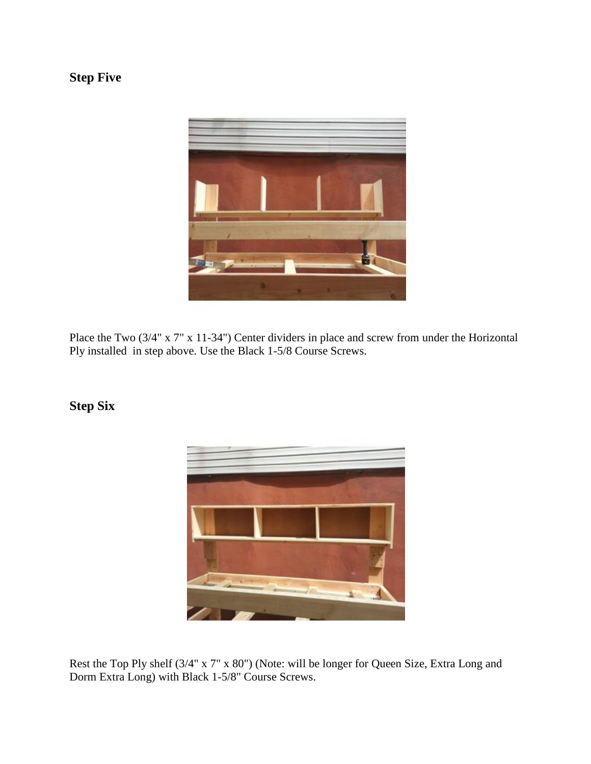## Step Five

Place the Two (3/4" x 7" x 11-34") Center dividers in place and screw from under the Horizontal Ply installed in step above. Use the Black 1-5/8 Course Screws.

## Step Six

Rest the Top Ply shelf (3/4" x 7" x 80") (Note: will be longer for Queen Size, Extra Long and Dorm Extra Long) with Black 1-5/8" Course Screws.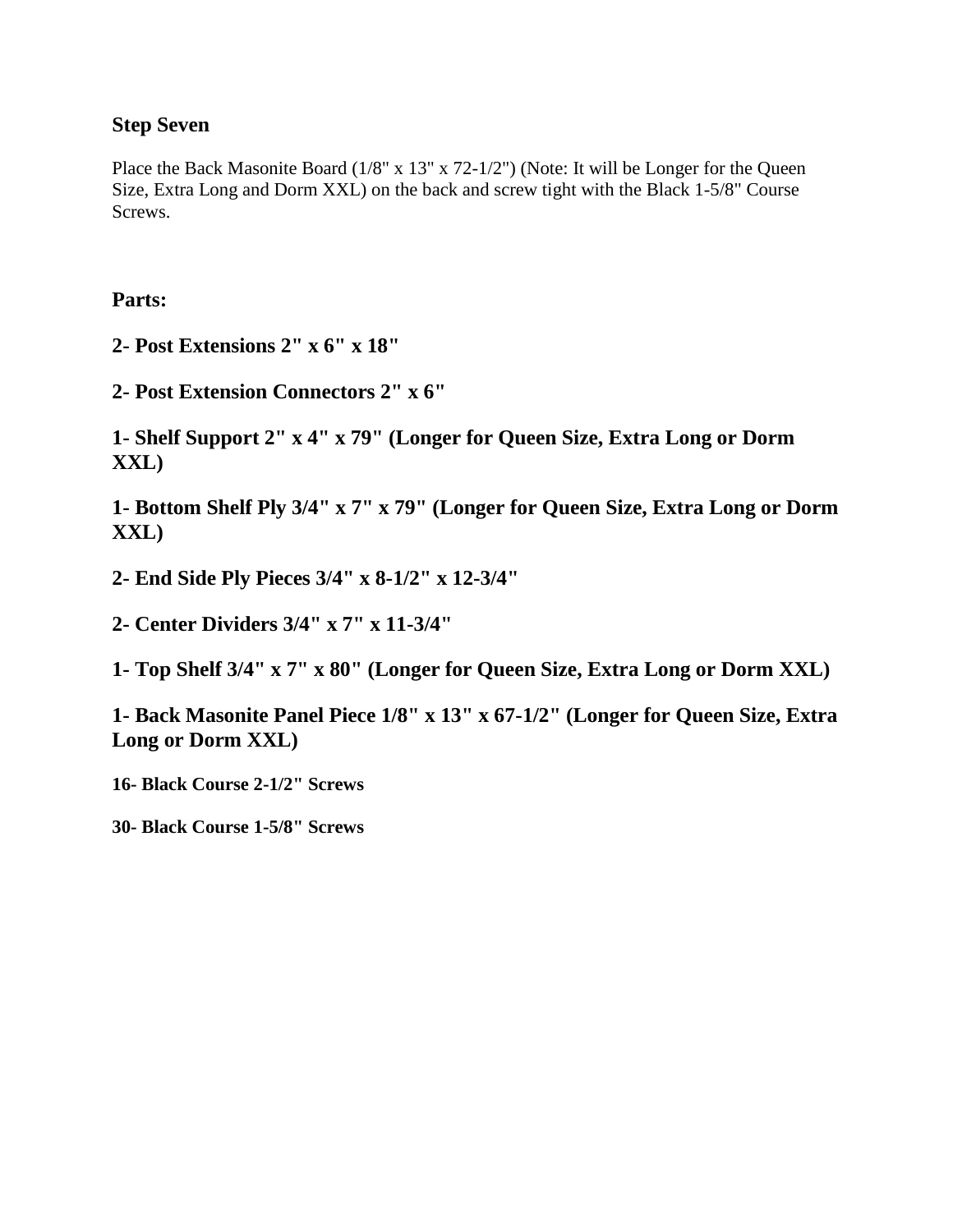### Step Seven

Place the Back Masonite Board (1/8" x 13" x 72-1/2") (Note: It will be Longer for the Queen Size, Extra Long and Dorm XXL) on the back and screw tight with the Black 1-5/8" Course Screws.

### Parts:

**2- Post Extensions 2" x 6" x 18"**

**2- Post Extension Connectors 2" x 6"**

**1- Shelf Support 2" x 4" x 79" (Longer for Queen Size, Extra Long or Dorm XXL)**

**1- Bottom Shelf Ply 3/4" x 7" x 79" (Longer for Queen Size, Extra Long or Dorm XXL)**

**2- End Side Ply Pieces 3/4" x 8-1/2" x 12-3/4"**

**2- Center Dividers 3/4" x 7" x 11-3/4"**

**1- Top Shelf 3/4" x 7" x 80" (Longer for Queen Size, Extra Long or Dorm XXL)**

**1- Back Masonite Panel Piece 1/8" x 13" x 67-1/2" (Longer for Queen Size, Extra Long or Dorm XXL)**

**16- Black Course 2-1/2" Screws**

**30- Black Course 1-5/8" Screws**